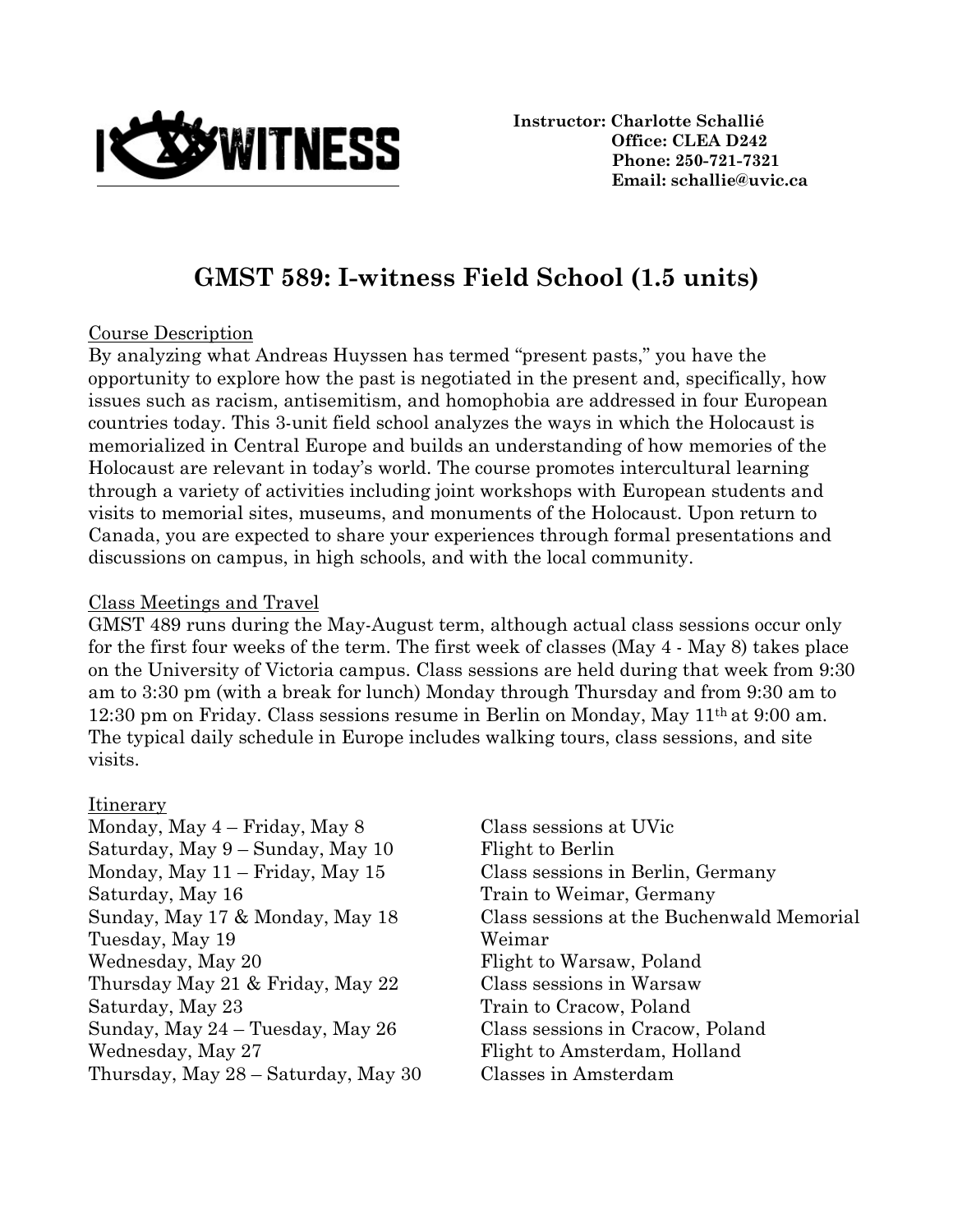I-WITNESS

**Instructor: Charlotte Schallié**
**Office: CLEA D242**
**Phone: 250-721-7321**
**Email: schallie@uvic.ca**

# GMST 589: I-witness Field School (1.5 units)

## Course Description

By analyzing what Andreas Huyssen has termed "present pasts," you have the opportunity to explore how the past is negotiated in the present and, specifically, how issues such as racism, antisemitism, and homophobia are addressed in four European countries today. This 3-unit field school analyzes the ways in which the Holocaust is memorialized in Central Europe and builds an understanding of how memories of the Holocaust are relevant in today's world. The course promotes intercultural learning through a variety of activities including joint workshops with European students and visits to memorial sites, museums, and monuments of the Holocaust. Upon return to Canada, you are expected to share your experiences through formal presentations and discussions on campus, in high schools, and with the local community.

## Class Meetings and Travel

GMST 489 runs during the May-August term, although actual class sessions occur only for the first four weeks of the term. The first week of classes (May 4 - May 8) takes place on the University of Victoria campus. Class sessions are held during that week from 9:30 am to 3:30 pm (with a break for lunch) Monday through Thursday and from 9:30 am to 12:30 pm on Friday. Class sessions resume in Berlin on Monday, May 11th at 9:00 am. The typical daily schedule in Europe includes walking tours, class sessions, and site visits.

## Itinerary

| | |
|---|---|
| Monday, May 4 – Friday, May 8 | Class sessions at UVic |
| Saturday, May 9 – Sunday, May 10 | Flight to Berlin |
| Monday, May 11 – Friday, May 15 | Class sessions in Berlin, Germany |
| Saturday, May 16 | Train to Weimar, Germany |
| Sunday, May 17 & Monday, May 18 | Class sessions at the Buchenwald Memorial |
| Tuesday, May 19 | Weimar |
| Wednesday, May 20 | Flight to Warsaw, Poland |
| Thursday May 21 & Friday, May 22 | Class sessions in Warsaw |
| Saturday, May 23 | Train to Cracow, Poland |
| Sunday, May 24 – Tuesday, May 26 | Class sessions in Cracow, Poland |
| Wednesday, May 27 | Flight to Amsterdam, Holland |
| Thursday, May 28 – Saturday, May 30 | Classes in Amsterdam |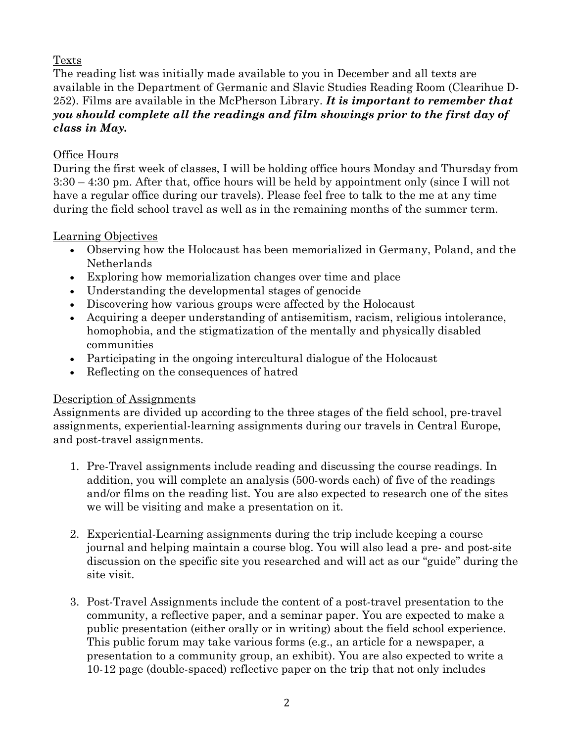## Texts

The reading list was initially made available to you in December and all texts are available in the Department of Germanic and Slavic Studies Reading Room (Clearihue D-252). Films are available in the McPherson Library. ***It is important to remember that you should complete all the readings and film showings prior to the first day of class in May.***

## Office Hours

During the first week of classes, I will be holding office hours Monday and Thursday from 3:30 – 4:30 pm. After that, office hours will be held by appointment only (since I will not have a regular office during our travels). Please feel free to talk to the me at any time during the field school travel as well as in the remaining months of the summer term.

## Learning Objectives

- Observing how the Holocaust has been memorialized in Germany, Poland, and the Netherlands
- Exploring how memorialization changes over time and place
- Understanding the developmental stages of genocide
- Discovering how various groups were affected by the Holocaust
- Acquiring a deeper understanding of antisemitism, racism, religious intolerance, homophobia, and the stigmatization of the mentally and physically disabled communities
- Participating in the ongoing intercultural dialogue of the Holocaust
- Reflecting on the consequences of hatred

## Description of Assignments

Assignments are divided up according to the three stages of the field school, pre-travel assignments, experiential-learning assignments during our travels in Central Europe, and post-travel assignments.

1. Pre-Travel assignments include reading and discussing the course readings. In addition, you will complete an analysis (500-words each) of five of the readings and/or films on the reading list. You are also expected to research one of the sites we will be visiting and make a presentation on it.

2. Experiential-Learning assignments during the trip include keeping a course journal and helping maintain a course blog. You will also lead a pre- and post-site discussion on the specific site you researched and will act as our "guide" during the site visit.

3. Post-Travel Assignments include the content of a post-travel presentation to the community, a reflective paper, and a seminar paper. You are expected to make a public presentation (either orally or in writing) about the field school experience. This public forum may take various forms (e.g., an article for a newspaper, a presentation to a community group, an exhibit). You are also expected to write a 10-12 page (double-spaced) reflective paper on the trip that not only includes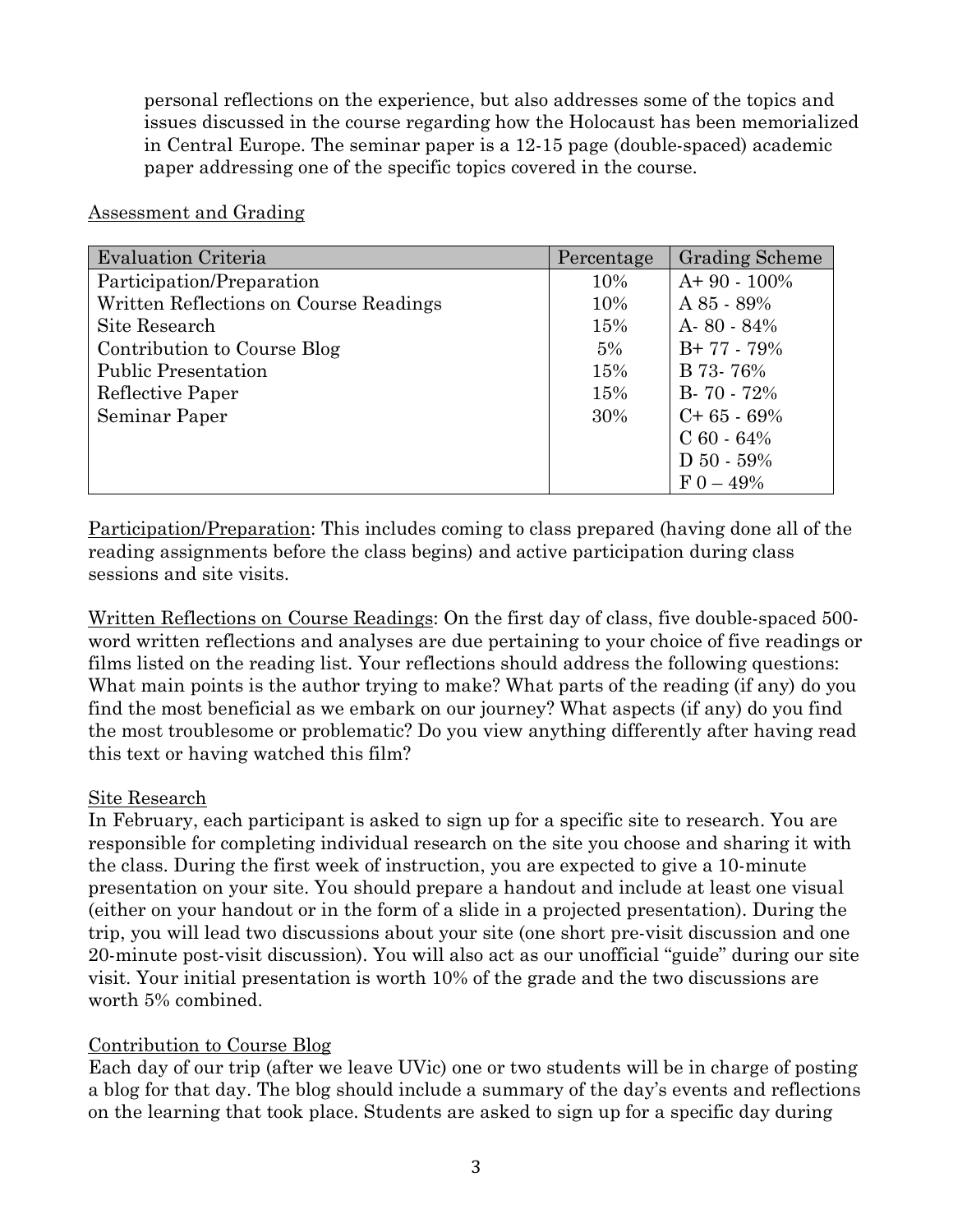personal reflections on the experience, but also addresses some of the topics and issues discussed in the course regarding how the Holocaust has been memorialized in Central Europe. The seminar paper is a 12-15 page (double-spaced) academic paper addressing one of the specific topics covered in the course.

Assessment and Grading

| Evaluation Criteria | Percentage | Grading Scheme |
|---|---|---|
| Participation/Preparation | 10% | A+ 90 - 100% |
| Written Reflections on Course Readings | 10% | A 85 - 89% |
| Site Research | 15% | A- 80 - 84% |
| Contribution to Course Blog | 5% | B+ 77 - 79% |
| Public Presentation | 15% | B 73- 76% |
| Reflective Paper | 15% | B- 70 - 72% |
| Seminar Paper | 30% | C+ 65 - 69% |
| | | C 60 - 64% |
| | | D 50 - 59% |
| | | F 0 – 49% |

Participation/Preparation: This includes coming to class prepared (having done all of the reading assignments before the class begins) and active participation during class sessions and site visits.

Written Reflections on Course Readings: On the first day of class, five double-spaced 500-word written reflections and analyses are due pertaining to your choice of five readings or films listed on the reading list. Your reflections should address the following questions: What main points is the author trying to make? What parts of the reading (if any) do you find the most beneficial as we embark on our journey? What aspects (if any) do you find the most troublesome or problematic? Do you view anything differently after having read this text or having watched this film?

Site Research

In February, each participant is asked to sign up for a specific site to research. You are responsible for completing individual research on the site you choose and sharing it with the class. During the first week of instruction, you are expected to give a 10-minute presentation on your site. You should prepare a handout and include at least one visual (either on your handout or in the form of a slide in a projected presentation). During the trip, you will lead two discussions about your site (one short pre-visit discussion and one 20-minute post-visit discussion). You will also act as our unofficial "guide" during our site visit. Your initial presentation is worth 10% of the grade and the two discussions are worth 5% combined.

Contribution to Course Blog

Each day of our trip (after we leave UVic) one or two students will be in charge of posting a blog for that day. The blog should include a summary of the day's events and reflections on the learning that took place. Students are asked to sign up for a specific day during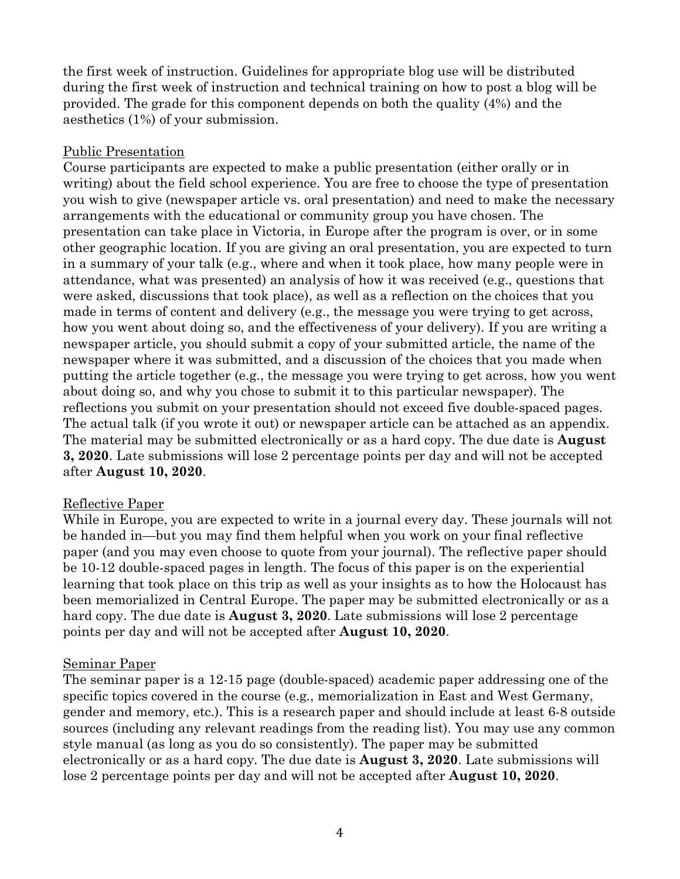the first week of instruction. Guidelines for appropriate blog use will be distributed during the first week of instruction and technical training on how to post a blog will be provided. The grade for this component depends on both the quality (4%) and the aesthetics (1%) of your submission.

<u>Public Presentation</u>

Course participants are expected to make a public presentation (either orally or in writing) about the field school experience. You are free to choose the type of presentation you wish to give (newspaper article vs. oral presentation) and need to make the necessary arrangements with the educational or community group you have chosen. The presentation can take place in Victoria, in Europe after the program is over, or in some other geographic location. If you are giving an oral presentation, you are expected to turn in a summary of your talk (e.g., where and when it took place, how many people were in attendance, what was presented) an analysis of how it was received (e.g., questions that were asked, discussions that took place), as well as a reflection on the choices that you made in terms of content and delivery (e.g., the message you were trying to get across, how you went about doing so, and the effectiveness of your delivery). If you are writing a newspaper article, you should submit a copy of your submitted article, the name of the newspaper where it was submitted, and a discussion of the choices that you made when putting the article together (e.g., the message you were trying to get across, how you went about doing so, and why you chose to submit it to this particular newspaper). The reflections you submit on your presentation should not exceed five double-spaced pages. The actual talk (if you wrote it out) or newspaper article can be attached as an appendix. The material may be submitted electronically or as a hard copy. The due date is **August 3, 2020**. Late submissions will lose 2 percentage points per day and will not be accepted after **August 10, 2020**.

<u>Reflective Paper</u>

While in Europe, you are expected to write in a journal every day. These journals will not be handed in—but you may find them helpful when you work on your final reflective paper (and you may even choose to quote from your journal). The reflective paper should be 10-12 double-spaced pages in length. The focus of this paper is on the experiential learning that took place on this trip as well as your insights as to how the Holocaust has been memorialized in Central Europe. The paper may be submitted electronically or as a hard copy. The due date is **August 3, 2020**. Late submissions will lose 2 percentage points per day and will not be accepted after **August 10, 2020**.

<u>Seminar Paper</u>

The seminar paper is a 12-15 page (double-spaced) academic paper addressing one of the specific topics covered in the course (e.g., memorialization in East and West Germany, gender and memory, etc.). This is a research paper and should include at least 6-8 outside sources (including any relevant readings from the reading list). You may use any common style manual (as long as you do so consistently). The paper may be submitted electronically or as a hard copy. The due date is **August 3, 2020**. Late submissions will lose 2 percentage points per day and will not be accepted after **August 10, 2020**.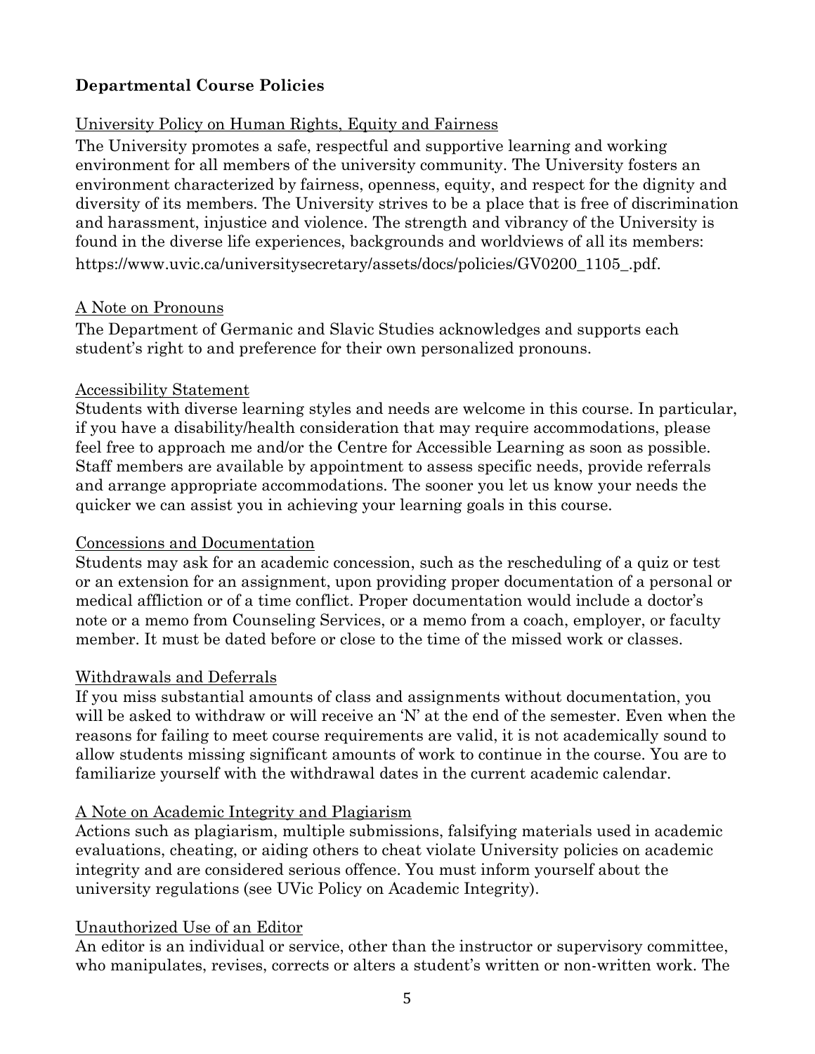## Departmental Course Policies

University Policy on Human Rights, Equity and Fairness

The University promotes a safe, respectful and supportive learning and working environment for all members of the university community. The University fosters an environment characterized by fairness, openness, equity, and respect for the dignity and diversity of its members. The University strives to be a place that is free of discrimination and harassment, injustice and violence. The strength and vibrancy of the University is found in the diverse life experiences, backgrounds and worldviews of all its members: https://www.uvic.ca/universitysecretary/assets/docs/policies/GV0200_1105_.pdf.

A Note on Pronouns

The Department of Germanic and Slavic Studies acknowledges and supports each student's right to and preference for their own personalized pronouns.

Accessibility Statement

Students with diverse learning styles and needs are welcome in this course. In particular, if you have a disability/health consideration that may require accommodations, please feel free to approach me and/or the Centre for Accessible Learning as soon as possible. Staff members are available by appointment to assess specific needs, provide referrals and arrange appropriate accommodations. The sooner you let us know your needs the quicker we can assist you in achieving your learning goals in this course.

Concessions and Documentation

Students may ask for an academic concession, such as the rescheduling of a quiz or test or an extension for an assignment, upon providing proper documentation of a personal or medical affliction or of a time conflict. Proper documentation would include a doctor's note or a memo from Counseling Services, or a memo from a coach, employer, or faculty member. It must be dated before or close to the time of the missed work or classes.

Withdrawals and Deferrals

If you miss substantial amounts of class and assignments without documentation, you will be asked to withdraw or will receive an 'N' at the end of the semester. Even when the reasons for failing to meet course requirements are valid, it is not academically sound to allow students missing significant amounts of work to continue in the course. You are to familiarize yourself with the withdrawal dates in the current academic calendar.

A Note on Academic Integrity and Plagiarism

Actions such as plagiarism, multiple submissions, falsifying materials used in academic evaluations, cheating, or aiding others to cheat violate University policies on academic integrity and are considered serious offence. You must inform yourself about the university regulations (see UVic Policy on Academic Integrity).

Unauthorized Use of an Editor

An editor is an individual or service, other than the instructor or supervisory committee, who manipulates, revises, corrects or alters a student's written or non-written work. The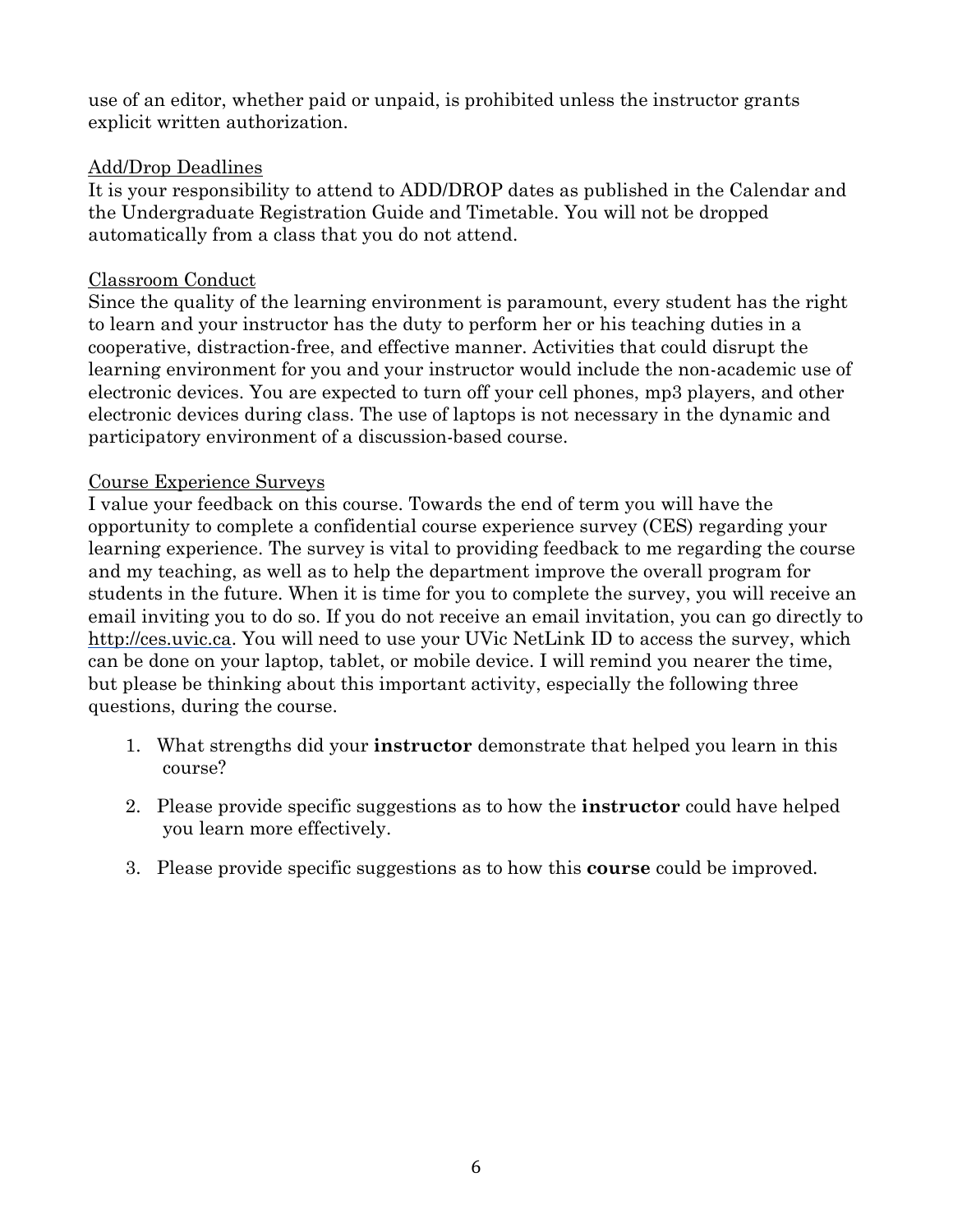use of an editor, whether paid or unpaid, is prohibited unless the instructor grants explicit written authorization.

Add/Drop Deadlines

It is your responsibility to attend to ADD/DROP dates as published in the Calendar and the Undergraduate Registration Guide and Timetable. You will not be dropped automatically from a class that you do not attend.

Classroom Conduct

Since the quality of the learning environment is paramount, every student has the right to learn and your instructor has the duty to perform her or his teaching duties in a cooperative, distraction-free, and effective manner. Activities that could disrupt the learning environment for you and your instructor would include the non-academic use of electronic devices. You are expected to turn off your cell phones, mp3 players, and other electronic devices during class. The use of laptops is not necessary in the dynamic and participatory environment of a discussion-based course.

Course Experience Surveys

I value your feedback on this course. Towards the end of term you will have the opportunity to complete a confidential course experience survey (CES) regarding your learning experience. The survey is vital to providing feedback to me regarding the course and my teaching, as well as to help the department improve the overall program for students in the future. When it is time for you to complete the survey, you will receive an email inviting you to do so. If you do not receive an email invitation, you can go directly to http://ces.uvic.ca. You will need to use your UVic NetLink ID to access the survey, which can be done on your laptop, tablet, or mobile device. I will remind you nearer the time, but please be thinking about this important activity, especially the following three questions, during the course.

1. What strengths did your **instructor** demonstrate that helped you learn in this course?

2. Please provide specific suggestions as to how the **instructor** could have helped you learn more effectively.

3. Please provide specific suggestions as to how this **course** could be improved.